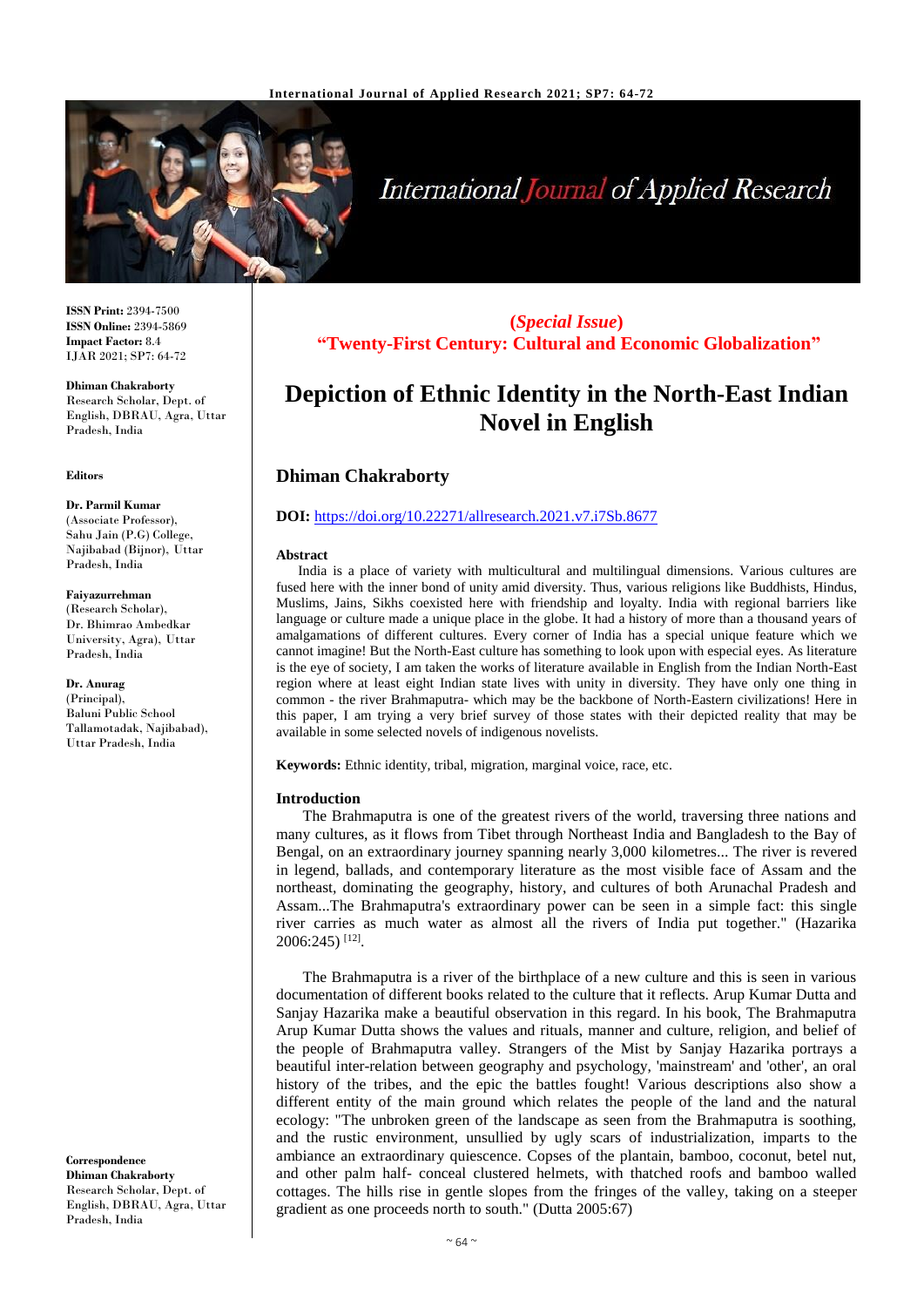**ISSN Print:** 2394-7500
**ISSN Online:** 2394-5869
**Impact Factor:** 8.4
IJAR 2021; SP7: 64-72

**Dhiman Chakraborty**
Research Scholar, Dept. of English, DBRAU, Agra, Uttar Pradesh, India

**Editors**

**Dr. Parmil Kumar**
(Associate Professor), Sahu Jain (P.G) College, Najibabad (Bijnor), Uttar Pradesh, India

**Faiyazurrehman**
(Research Scholar), Dr. Bhimrao Ambedkar University, Agra), Uttar Pradesh, India

**Dr. Anurag**
(Principal), Baluni Public School Tallamotadak, Najibabad), Uttar Pradesh, India

**Correspondence**
**Dhiman Chakraborty**
Research Scholar, Dept. of English, DBRAU, Agra, Uttar Pradesh, India

**(*Special Issue*)**
**"Twenty-First Century: Cultural and Economic Globalization"**

# Depiction of Ethnic Identity in the North-East Indian Novel in English

## Dhiman Chakraborty

**DOI:** https://doi.org/10.22271/allresearch.2021.v7.i7Sb.8677

### Abstract

India is a place of variety with multicultural and multilingual dimensions. Various cultures are fused here with the inner bond of unity amid diversity. Thus, various religions like Buddhists, Hindus, Muslims, Jains, Sikhs coexisted here with friendship and loyalty. India with regional barriers like language or culture made a unique place in the globe. It had a history of more than a thousand years of amalgamations of different cultures. Every corner of India has a special unique feature which we cannot imagine! But the North-East culture has something to look upon with especial eyes. As literature is the eye of society, I am taken the works of literature available in English from the Indian North-East region where at least eight Indian state lives with unity in diversity. They have only one thing in common - the river Brahmaputra- which may be the backbone of North-Eastern civilizations! Here in this paper, I am trying a very brief survey of those states with their depicted reality that may be available in some selected novels of indigenous novelists.

**Keywords:** Ethnic identity, tribal, migration, marginal voice, race, etc.

### Introduction

The Brahmaputra is one of the greatest rivers of the world, traversing three nations and many cultures, as it flows from Tibet through Northeast India and Bangladesh to the Bay of Bengal, on an extraordinary journey spanning nearly 3,000 kilometres... The river is revered in legend, ballads, and contemporary literature as the most visible face of Assam and the northeast, dominating the geography, history, and cultures of both Arunachal Pradesh and Assam...The Brahmaputra's extraordinary power can be seen in a simple fact: this single river carries as much water as almost all the rivers of India put together." (Hazarika 2006:245) [12].

The Brahmaputra is a river of the birthplace of a new culture and this is seen in various documentation of different books related to the culture that it reflects. Arup Kumar Dutta and Sanjay Hazarika make a beautiful observation in this regard. In his book, The Brahmaputra Arup Kumar Dutta shows the values and rituals, manner and culture, religion, and belief of the people of Brahmaputra valley. Strangers of the Mist by Sanjay Hazarika portrays a beautiful inter-relation between geography and psychology, 'mainstream' and 'other', an oral history of the tribes, and the epic the battles fought! Various descriptions also show a different entity of the main ground which relates the people of the land and the natural ecology: "The unbroken green of the landscape as seen from the Brahmaputra is soothing, and the rustic environment, unsullied by ugly scars of industrialization, imparts to the ambiance an extraordinary quiescence. Copses of the plantain, bamboo, coconut, betel nut, and other palm half- conceal clustered helmets, with thatched roofs and bamboo walled cottages. The hills rise in gentle slopes from the fringes of the valley, taking on a steeper gradient as one proceeds north to south." (Dutta 2005:67)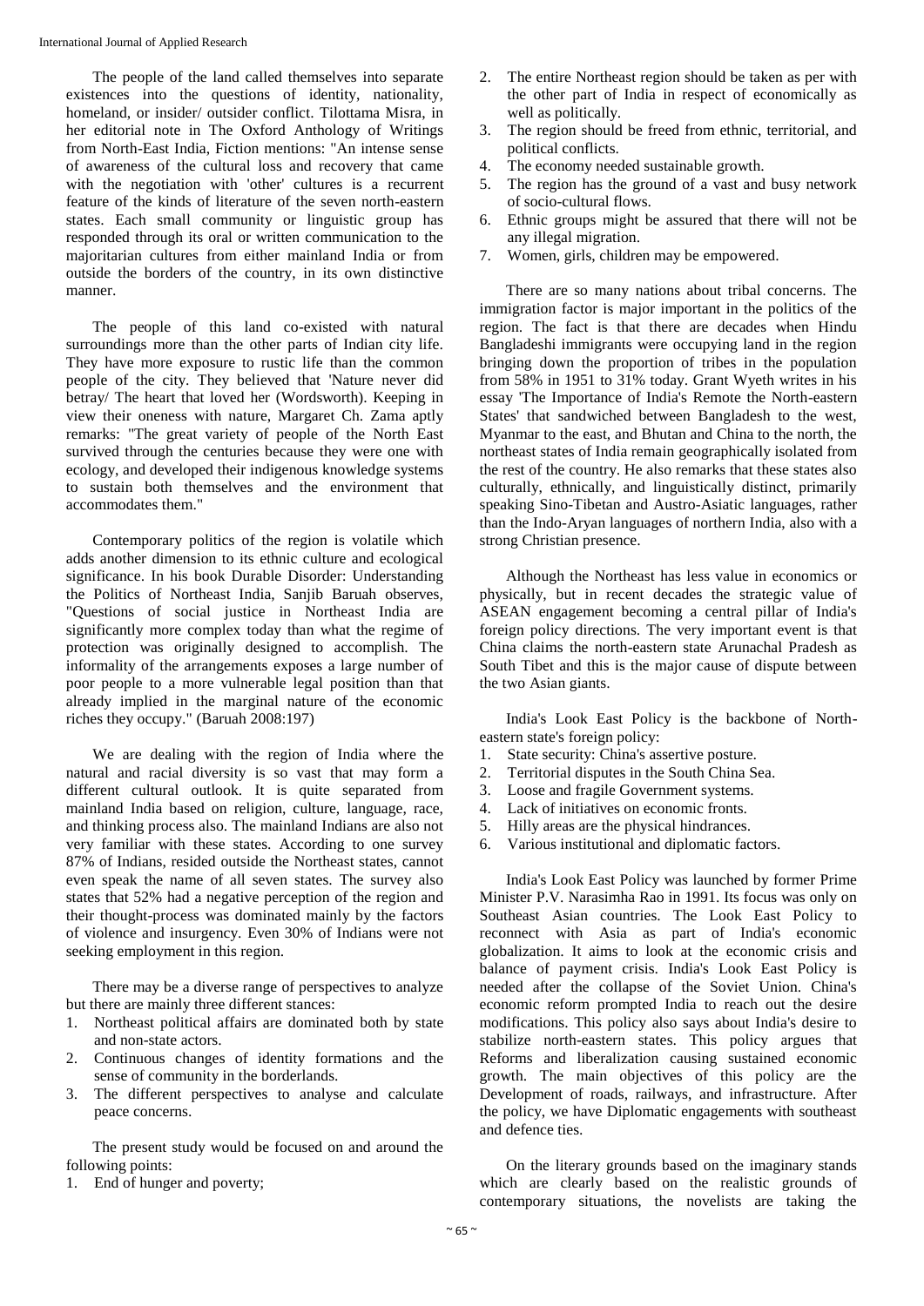The people of the land called themselves into separate existences into the questions of identity, nationality, homeland, or insider/ outsider conflict. Tilottama Misra, in her editorial note in The Oxford Anthology of Writings from North-East India, Fiction mentions: "An intense sense of awareness of the cultural loss and recovery that came with the negotiation with 'other' cultures is a recurrent feature of the kinds of literature of the seven north-eastern states. Each small community or linguistic group has responded through its oral or written communication to the majoritarian cultures from either mainland India or from outside the borders of the country, in its own distinctive manner.

The people of this land co-existed with natural surroundings more than the other parts of Indian city life. They have more exposure to rustic life than the common people of the city. They believed that 'Nature never did betray/ The heart that loved her (Wordsworth). Keeping in view their oneness with nature, Margaret Ch. Zama aptly remarks: "The great variety of people of the North East survived through the centuries because they were one with ecology, and developed their indigenous knowledge systems to sustain both themselves and the environment that accommodates them."

Contemporary politics of the region is volatile which adds another dimension to its ethnic culture and ecological significance. In his book Durable Disorder: Understanding the Politics of Northeast India, Sanjib Baruah observes, "Questions of social justice in Northeast India are significantly more complex today than what the regime of protection was originally designed to accomplish. The informality of the arrangements exposes a large number of poor people to a more vulnerable legal position than that already implied in the marginal nature of the economic riches they occupy." (Baruah 2008:197)

We are dealing with the region of India where the natural and racial diversity is so vast that may form a different cultural outlook. It is quite separated from mainland India based on religion, culture, language, race, and thinking process also. The mainland Indians are also not very familiar with these states. According to one survey 87% of Indians, resided outside the Northeast states, cannot even speak the name of all seven states. The survey also states that 52% had a negative perception of the region and their thought-process was dominated mainly by the factors of violence and insurgency. Even 30% of Indians were not seeking employment in this region.

There may be a diverse range of perspectives to analyze but there are mainly three different stances:

1. Northeast political affairs are dominated both by state and non-state actors.
2. Continuous changes of identity formations and the sense of community in the borderlands.
3. The different perspectives to analyse and calculate peace concerns.

The present study would be focused on and around the following points:

1. End of hunger and poverty;
2. The entire Northeast region should be taken as per with the other part of India in respect of economically as well as politically.
3. The region should be freed from ethnic, territorial, and political conflicts.
4. The economy needed sustainable growth.
5. The region has the ground of a vast and busy network of socio-cultural flows.
6. Ethnic groups might be assured that there will not be any illegal migration.
7. Women, girls, children may be empowered.

There are so many nations about tribal concerns. The immigration factor is major important in the politics of the region. The fact is that there are decades when Hindu Bangladeshi immigrants were occupying land in the region bringing down the proportion of tribes in the population from 58% in 1951 to 31% today. Grant Wyeth writes in his essay 'The Importance of India's Remote the North-eastern States' that sandwiched between Bangladesh to the west, Myanmar to the east, and Bhutan and China to the north, the northeast states of India remain geographically isolated from the rest of the country. He also remarks that these states also culturally, ethnically, and linguistically distinct, primarily speaking Sino-Tibetan and Austro-Asiatic languages, rather than the Indo-Aryan languages of northern India, also with a strong Christian presence.

Although the Northeast has less value in economics or physically, but in recent decades the strategic value of ASEAN engagement becoming a central pillar of India's foreign policy directions. The very important event is that China claims the north-eastern state Arunachal Pradesh as South Tibet and this is the major cause of dispute between the two Asian giants.

India's Look East Policy is the backbone of North-eastern state's foreign policy:

1. State security: China's assertive posture.
2. Territorial disputes in the South China Sea.
3. Loose and fragile Government systems.
4. Lack of initiatives on economic fronts.
5. Hilly areas are the physical hindrances.
6. Various institutional and diplomatic factors.

India's Look East Policy was launched by former Prime Minister P.V. Narasimha Rao in 1991. Its focus was only on Southeast Asian countries. The Look East Policy to reconnect with Asia as part of India's economic globalization. It aims to look at the economic crisis and balance of payment crisis. India's Look East Policy is needed after the collapse of the Soviet Union. China's economic reform prompted India to reach out the desire modifications. This policy also says about India's desire to stabilize north-eastern states. This policy argues that Reforms and liberalization causing sustained economic growth. The main objectives of this policy are the Development of roads, railways, and infrastructure. After the policy, we have Diplomatic engagements with southeast and defence ties.

On the literary grounds based on the imaginary stands which are clearly based on the realistic grounds of contemporary situations, the novelists are taking the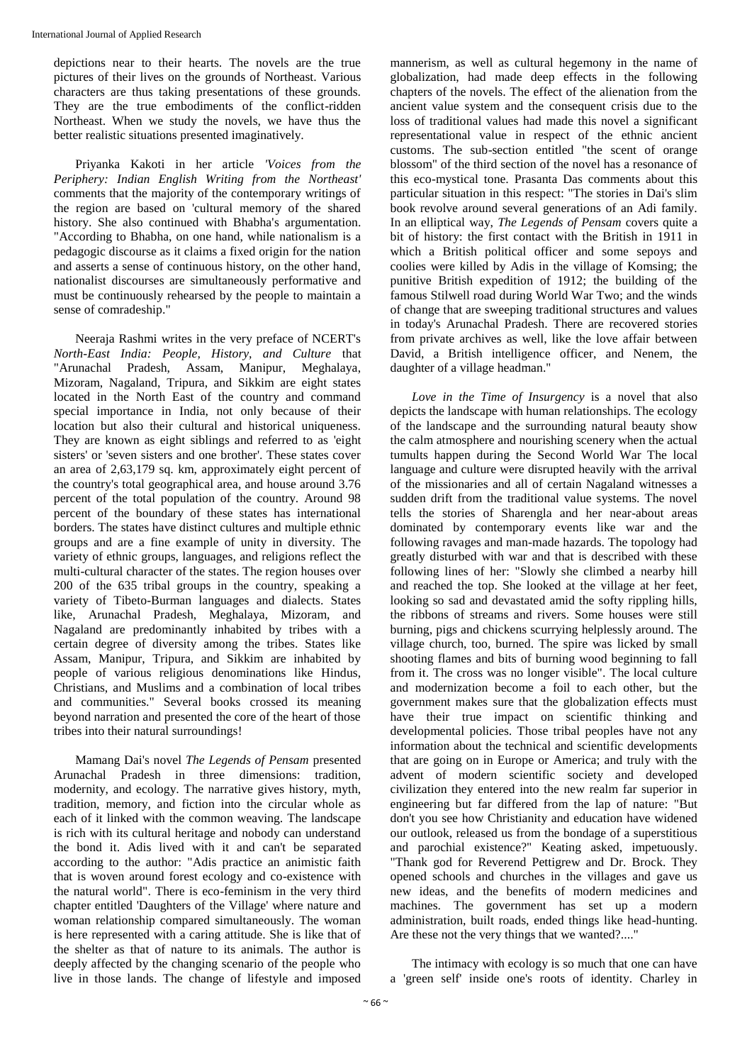depictions near to their hearts. The novels are the true pictures of their lives on the grounds of Northeast. Various characters are thus taking presentations of these grounds. They are the true embodiments of the conflict-ridden Northeast. When we study the novels, we have thus the better realistic situations presented imaginatively.

Priyanka Kakoti in her article *'Voices from the Periphery: Indian English Writing from the Northeast'* comments that the majority of the contemporary writings of the region are based on 'cultural memory of the shared history. She also continued with Bhabha's argumentation. "According to Bhabha, on one hand, while nationalism is a pedagogic discourse as it claims a fixed origin for the nation and asserts a sense of continuous history, on the other hand, nationalist discourses are simultaneously performative and must be continuously rehearsed by the people to maintain a sense of comradeship."

Neeraja Rashmi writes in the very preface of NCERT's *North-East India: People, History, and Culture* that "Arunachal Pradesh, Assam, Manipur, Meghalaya, Mizoram, Nagaland, Tripura, and Sikkim are eight states located in the North East of the country and command special importance in India, not only because of their location but also their cultural and historical uniqueness. They are known as eight siblings and referred to as 'eight sisters' or 'seven sisters and one brother'. These states cover an area of 2,63,179 sq. km, approximately eight percent of the country's total geographical area, and house around 3.76 percent of the total population of the country. Around 98 percent of the boundary of these states has international borders. The states have distinct cultures and multiple ethnic groups and are a fine example of unity in diversity. The variety of ethnic groups, languages, and religions reflect the multi-cultural character of the states. The region houses over 200 of the 635 tribal groups in the country, speaking a variety of Tibeto-Burman languages and dialects. States like, Arunachal Pradesh, Meghalaya, Mizoram, and Nagaland are predominantly inhabited by tribes with a certain degree of diversity among the tribes. States like Assam, Manipur, Tripura, and Sikkim are inhabited by people of various religious denominations like Hindus, Christians, and Muslims and a combination of local tribes and communities." Several books crossed its meaning beyond narration and presented the core of the heart of those tribes into their natural surroundings!

Mamang Dai's novel *The Legends of Pensam* presented Arunachal Pradesh in three dimensions: tradition, modernity, and ecology. The narrative gives history, myth, tradition, memory, and fiction into the circular whole as each of it linked with the common weaving. The landscape is rich with its cultural heritage and nobody can understand the bond it. Adis lived with it and can't be separated according to the author: "Adis practice an animistic faith that is woven around forest ecology and co-existence with the natural world". There is eco-feminism in the very third chapter entitled 'Daughters of the Village' where nature and woman relationship compared simultaneously. The woman is here represented with a caring attitude. She is like that of the shelter as that of nature to its animals. The author is deeply affected by the changing scenario of the people who live in those lands. The change of lifestyle and imposed mannerism, as well as cultural hegemony in the name of globalization, had made deep effects in the following chapters of the novels. The effect of the alienation from the ancient value system and the consequent crisis due to the loss of traditional values had made this novel a significant representational value in respect of the ethnic ancient customs. The sub-section entitled "the scent of orange blossom" of the third section of the novel has a resonance of this eco-mystical tone. Prasanta Das comments about this particular situation in this respect: "The stories in Dai's slim book revolve around several generations of an Adi family. In an elliptical way, *The Legends of Pensam* covers quite a bit of history: the first contact with the British in 1911 in which a British political officer and some sepoys and coolies were killed by Adis in the village of Komsing; the punitive British expedition of 1912; the building of the famous Stilwell road during World War Two; and the winds of change that are sweeping traditional structures and values in today's Arunachal Pradesh. There are recovered stories from private archives as well, like the love affair between David, a British intelligence officer, and Nenem, the daughter of a village headman."

*Love in the Time of Insurgency* is a novel that also depicts the landscape with human relationships. The ecology of the landscape and the surrounding natural beauty show the calm atmosphere and nourishing scenery when the actual tumults happen during the Second World War The local language and culture were disrupted heavily with the arrival of the missionaries and all of certain Nagaland witnesses a sudden drift from the traditional value systems. The novel tells the stories of Sharengla and her near-about areas dominated by contemporary events like war and the following ravages and man-made hazards. The topology had greatly disturbed with war and that is described with these following lines of her: "Slowly she climbed a nearby hill and reached the top. She looked at the village at her feet, looking so sad and devastated amid the softy rippling hills, the ribbons of streams and rivers. Some houses were still burning, pigs and chickens scurrying helplessly around. The village church, too, burned. The spire was licked by small shooting flames and bits of burning wood beginning to fall from it. The cross was no longer visible". The local culture and modernization become a foil to each other, but the government makes sure that the globalization effects must have their true impact on scientific thinking and developmental policies. Those tribal peoples have not any information about the technical and scientific developments that are going on in Europe or America; and truly with the advent of modern scientific society and developed civilization they entered into the new realm far superior in engineering but far differed from the lap of nature: "But don't you see how Christianity and education have widened our outlook, released us from the bondage of a superstitious and parochial existence?" Keating asked, impetuously. "Thank god for Reverend Pettigrew and Dr. Brock. They opened schools and churches in the villages and gave us new ideas, and the benefits of modern medicines and machines. The government has set up a modern administration, built roads, ended things like head-hunting. Are these not the very things that we wanted?...."

The intimacy with ecology is so much that one can have a 'green self' inside one's roots of identity. Charley in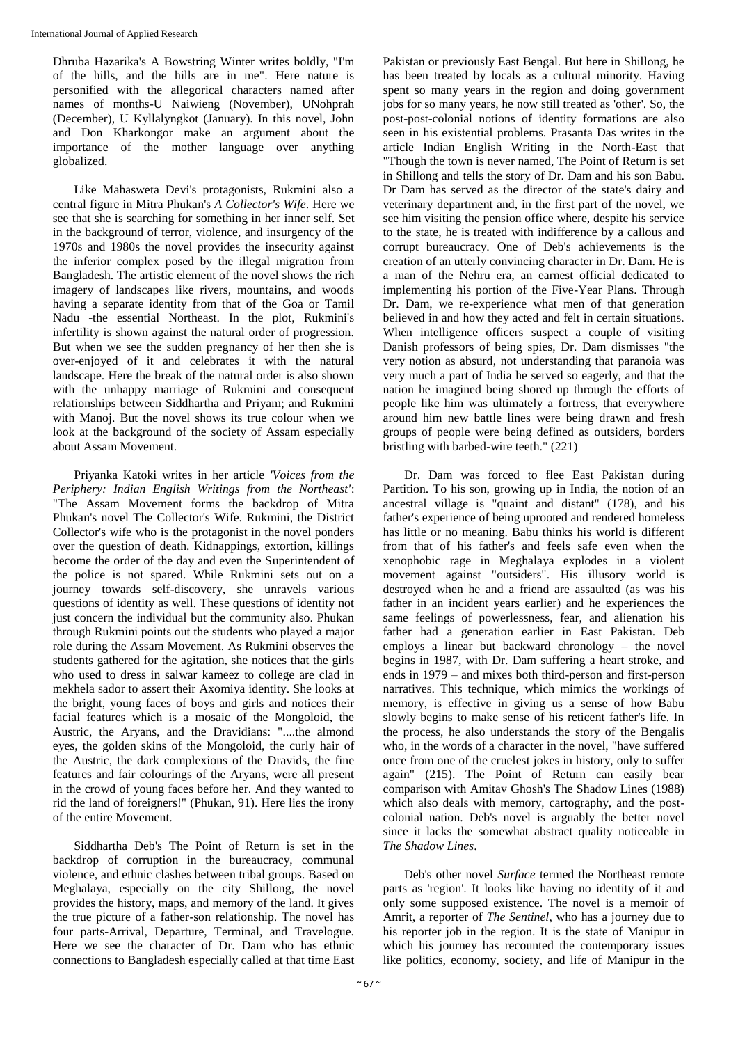Dhruba Hazarika's A Bowstring Winter writes boldly, "I'm of the hills, and the hills are in me". Here nature is personified with the allegorical characters named after names of months-U Naiwieng (November), UNohprah (December), U Kyllalyngkot (January). In this novel, John and Don Kharkongor make an argument about the importance of the mother language over anything globalized.

Like Mahasweta Devi's protagonists, Rukmini also a central figure in Mitra Phukan's *A Collector's Wife*. Here we see that she is searching for something in her inner self. Set in the background of terror, violence, and insurgency of the 1970s and 1980s the novel provides the insecurity against the inferior complex posed by the illegal migration from Bangladesh. The artistic element of the novel shows the rich imagery of landscapes like rivers, mountains, and woods having a separate identity from that of the Goa or Tamil Nadu -the essential Northeast. In the plot, Rukmini's infertility is shown against the natural order of progression. But when we see the sudden pregnancy of her then she is over-enjoyed of it and celebrates it with the natural landscape. Here the break of the natural order is also shown with the unhappy marriage of Rukmini and consequent relationships between Siddhartha and Priyam; and Rukmini with Manoj. But the novel shows its true colour when we look at the background of the society of Assam especially about Assam Movement.

Priyanka Katoki writes in her article *'Voices from the Periphery: Indian English Writings from the Northeast'*: "The Assam Movement forms the backdrop of Mitra Phukan's novel The Collector's Wife. Rukmini, the District Collector's wife who is the protagonist in the novel ponders over the question of death. Kidnappings, extortion, killings become the order of the day and even the Superintendent of the police is not spared. While Rukmini sets out on a journey towards self-discovery, she unravels various questions of identity as well. These questions of identity not just concern the individual but the community also. Phukan through Rukmini points out the students who played a major role during the Assam Movement. As Rukmini observes the students gathered for the agitation, she notices that the girls who used to dress in salwar kameez to college are clad in mekhela sador to assert their Axomiya identity. She looks at the bright, young faces of boys and girls and notices their facial features which is a mosaic of the Mongoloid, the Austric, the Aryans, and the Dravidians: "....the almond eyes, the golden skins of the Mongoloid, the curly hair of the Austric, the dark complexions of the Dravids, the fine features and fair colourings of the Aryans, were all present in the crowd of young faces before her. And they wanted to rid the land of foreigners!" (Phukan, 91). Here lies the irony of the entire Movement.

Siddhartha Deb's The Point of Return is set in the backdrop of corruption in the bureaucracy, communal violence, and ethnic clashes between tribal groups. Based on Meghalaya, especially on the city Shillong, the novel provides the history, maps, and memory of the land. It gives the true picture of a father-son relationship. The novel has four parts-Arrival, Departure, Terminal, and Travelogue. Here we see the character of Dr. Dam who has ethnic connections to Bangladesh especially called at that time East Pakistan or previously East Bengal. But here in Shillong, he has been treated by locals as a cultural minority. Having spent so many years in the region and doing government jobs for so many years, he now still treated as 'other'. So, the post-post-colonial notions of identity formations are also seen in his existential problems. Prasanta Das writes in the article Indian English Writing in the North-East that "Though the town is never named, The Point of Return is set in Shillong and tells the story of Dr. Dam and his son Babu. Dr Dam has served as the director of the state's dairy and veterinary department and, in the first part of the novel, we see him visiting the pension office where, despite his service to the state, he is treated with indifference by a callous and corrupt bureaucracy. One of Deb's achievements is the creation of an utterly convincing character in Dr. Dam. He is a man of the Nehru era, an earnest official dedicated to implementing his portion of the Five-Year Plans. Through Dr. Dam, we re-experience what men of that generation believed in and how they acted and felt in certain situations. When intelligence officers suspect a couple of visiting Danish professors of being spies, Dr. Dam dismisses "the very notion as absurd, not understanding that paranoia was very much a part of India he served so eagerly, and that the nation he imagined being shored up through the efforts of people like him was ultimately a fortress, that everywhere around him new battle lines were being drawn and fresh groups of people were being defined as outsiders, borders bristling with barbed-wire teeth." (221)

Dr. Dam was forced to flee East Pakistan during Partition. To his son, growing up in India, the notion of an ancestral village is "quaint and distant" (178), and his father's experience of being uprooted and rendered homeless has little or no meaning. Babu thinks his world is different from that of his father's and feels safe even when the xenophobic rage in Meghalaya explodes in a violent movement against "outsiders". His illusory world is destroyed when he and a friend are assaulted (as was his father in an incident years earlier) and he experiences the same feelings of powerlessness, fear, and alienation his father had a generation earlier in East Pakistan. Deb employs a linear but backward chronology – the novel begins in 1987, with Dr. Dam suffering a heart stroke, and ends in 1979 – and mixes both third-person and first-person narratives. This technique, which mimics the workings of memory, is effective in giving us a sense of how Babu slowly begins to make sense of his reticent father's life. In the process, he also understands the story of the Bengalis who, in the words of a character in the novel, "have suffered once from one of the cruelest jokes in history, only to suffer again" (215). The Point of Return can easily bear comparison with Amitav Ghosh's The Shadow Lines (1988) which also deals with memory, cartography, and the post-colonial nation. Deb's novel is arguably the better novel since it lacks the somewhat abstract quality noticeable in *The Shadow Lines*.

Deb's other novel *Surface* termed the Northeast remote parts as 'region'. It looks like having no identity of it and only some supposed existence. The novel is a memoir of Amrit, a reporter of *The Sentinel*, who has a journey due to his reporter job in the region. It is the state of Manipur in which his journey has recounted the contemporary issues like politics, economy, society, and life of Manipur in the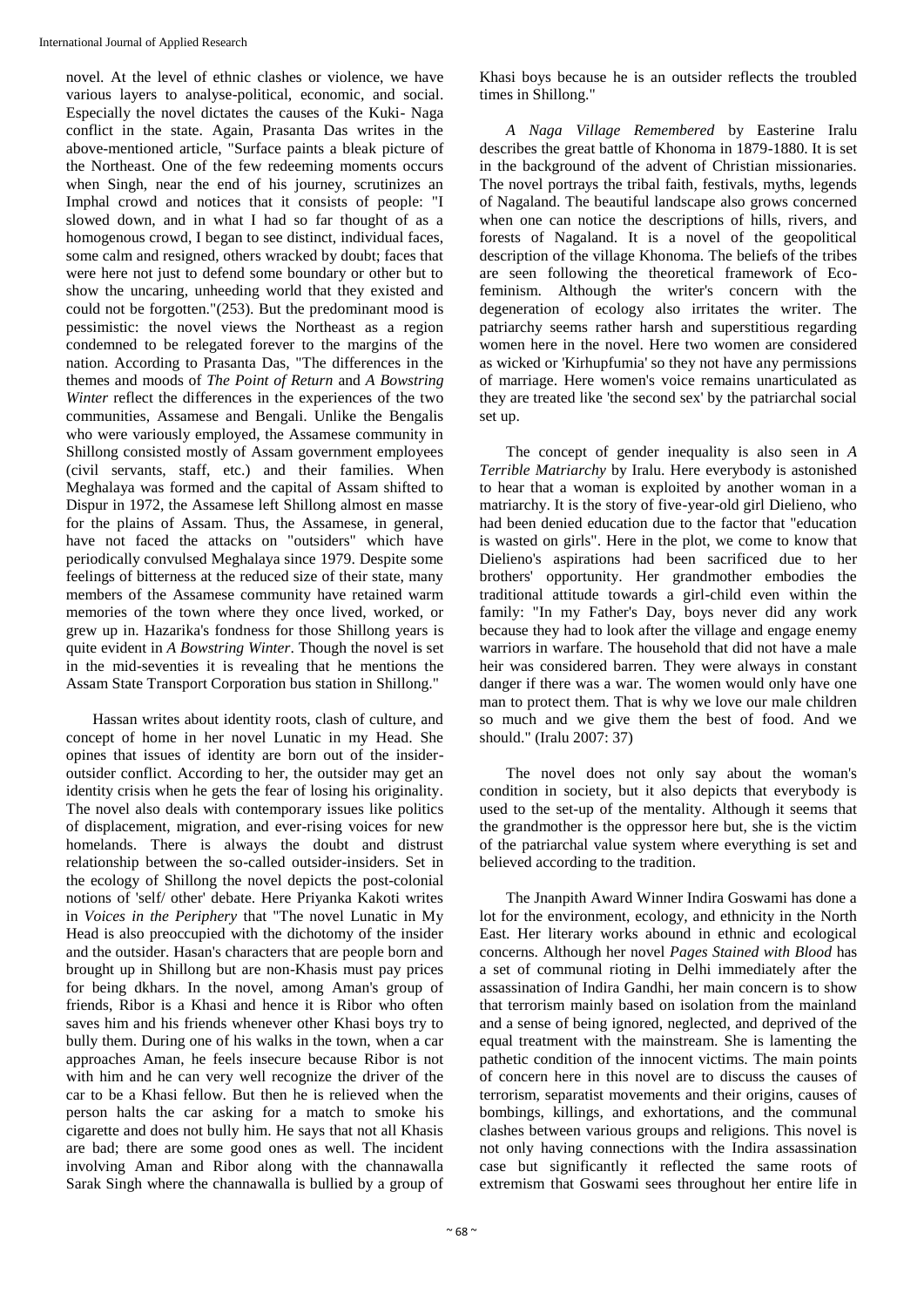novel. At the level of ethnic clashes or violence, we have various layers to analyse-political, economic, and social. Especially the novel dictates the causes of the Kuki- Naga conflict in the state. Again, Prasanta Das writes in the above-mentioned article, "Surface paints a bleak picture of the Northeast. One of the few redeeming moments occurs when Singh, near the end of his journey, scrutinizes an Imphal crowd and notices that it consists of people: "I slowed down, and in what I had so far thought of as a homogenous crowd, I began to see distinct, individual faces, some calm and resigned, others wracked by doubt; faces that were here not just to defend some boundary or other but to show the uncaring, unheeding world that they existed and could not be forgotten."(253). But the predominant mood is pessimistic: the novel views the Northeast as a region condemned to be relegated forever to the margins of the nation. According to Prasanta Das, "The differences in the themes and moods of *The Point of Return* and *A Bowstring Winter* reflect the differences in the experiences of the two communities, Assamese and Bengali. Unlike the Bengalis who were variously employed, the Assamese community in Shillong consisted mostly of Assam government employees (civil servants, staff, etc.) and their families. When Meghalaya was formed and the capital of Assam shifted to Dispur in 1972, the Assamese left Shillong almost en masse for the plains of Assam. Thus, the Assamese, in general, have not faced the attacks on "outsiders" which have periodically convulsed Meghalaya since 1979. Despite some feelings of bitterness at the reduced size of their state, many members of the Assamese community have retained warm memories of the town where they once lived, worked, or grew up in. Hazarika's fondness for those Shillong years is quite evident in *A Bowstring Winter*. Though the novel is set in the mid-seventies it is revealing that he mentions the Assam State Transport Corporation bus station in Shillong."

Hassan writes about identity roots, clash of culture, and concept of home in her novel Lunatic in my Head. She opines that issues of identity are born out of the insider-outsider conflict. According to her, the outsider may get an identity crisis when he gets the fear of losing his originality. The novel also deals with contemporary issues like politics of displacement, migration, and ever-rising voices for new homelands. There is always the doubt and distrust relationship between the so-called outsider-insiders. Set in the ecology of Shillong the novel depicts the post-colonial notions of 'self/ other' debate. Here Priyanka Kakoti writes in *Voices in the Periphery* that "The novel Lunatic in My Head is also preoccupied with the dichotomy of the insider and the outsider. Hasan's characters that are people born and brought up in Shillong but are non-Khasis must pay prices for being dkhars. In the novel, among Aman's group of friends, Ribor is a Khasi and hence it is Ribor who often saves him and his friends whenever other Khasi boys try to bully them. During one of his walks in the town, when a car approaches Aman, he feels insecure because Ribor is not with him and he can very well recognize the driver of the car to be a Khasi fellow. But then he is relieved when the person halts the car asking for a match to smoke his cigarette and does not bully him. He says that not all Khasis are bad; there are some good ones as well. The incident involving Aman and Ribor along with the channawalla Sarak Singh where the channawalla is bullied by a group of Khasi boys because he is an outsider reflects the troubled times in Shillong."

*A Naga Village Remembered* by Easterine Iralu describes the great battle of Khonoma in 1879-1880. It is set in the background of the advent of Christian missionaries. The novel portrays the tribal faith, festivals, myths, legends of Nagaland. The beautiful landscape also grows concerned when one can notice the descriptions of hills, rivers, and forests of Nagaland. It is a novel of the geopolitical description of the village Khonoma. The beliefs of the tribes are seen following the theoretical framework of Eco-feminism. Although the writer's concern with the degeneration of ecology also irritates the writer. The patriarchy seems rather harsh and superstitious regarding women here in the novel. Here two women are considered as wicked or 'Kirhupfumia' so they not have any permissions of marriage. Here women's voice remains unarticulated as they are treated like 'the second sex' by the patriarchal social set up.

The concept of gender inequality is also seen in *A Terrible Matriarchy* by Iralu. Here everybody is astonished to hear that a woman is exploited by another woman in a matriarchy. It is the story of five-year-old girl Dielieno, who had been denied education due to the factor that "education is wasted on girls". Here in the plot, we come to know that Dielieno's aspirations had been sacrificed due to her brothers' opportunity. Her grandmother embodies the traditional attitude towards a girl-child even within the family: "In my Father's Day, boys never did any work because they had to look after the village and engage enemy warriors in warfare. The household that did not have a male heir was considered barren. They were always in constant danger if there was a war. The women would only have one man to protect them. That is why we love our male children so much and we give them the best of food. And we should." (Iralu 2007: 37)

The novel does not only say about the woman's condition in society, but it also depicts that everybody is used to the set-up of the mentality. Although it seems that the grandmother is the oppressor here but, she is the victim of the patriarchal value system where everything is set and believed according to the tradition.

The Jnanpith Award Winner Indira Goswami has done a lot for the environment, ecology, and ethnicity in the North East. Her literary works abound in ethnic and ecological concerns. Although her novel *Pages Stained with Blood* has a set of communal rioting in Delhi immediately after the assassination of Indira Gandhi, her main concern is to show that terrorism mainly based on isolation from the mainland and a sense of being ignored, neglected, and deprived of the equal treatment with the mainstream. She is lamenting the pathetic condition of the innocent victims. The main points of concern here in this novel are to discuss the causes of terrorism, separatist movements and their origins, causes of bombings, killings, and exhortations, and the communal clashes between various groups and religions. This novel is not only having connections with the Indira assassination case but significantly it reflected the same roots of extremism that Goswami sees throughout her entire life in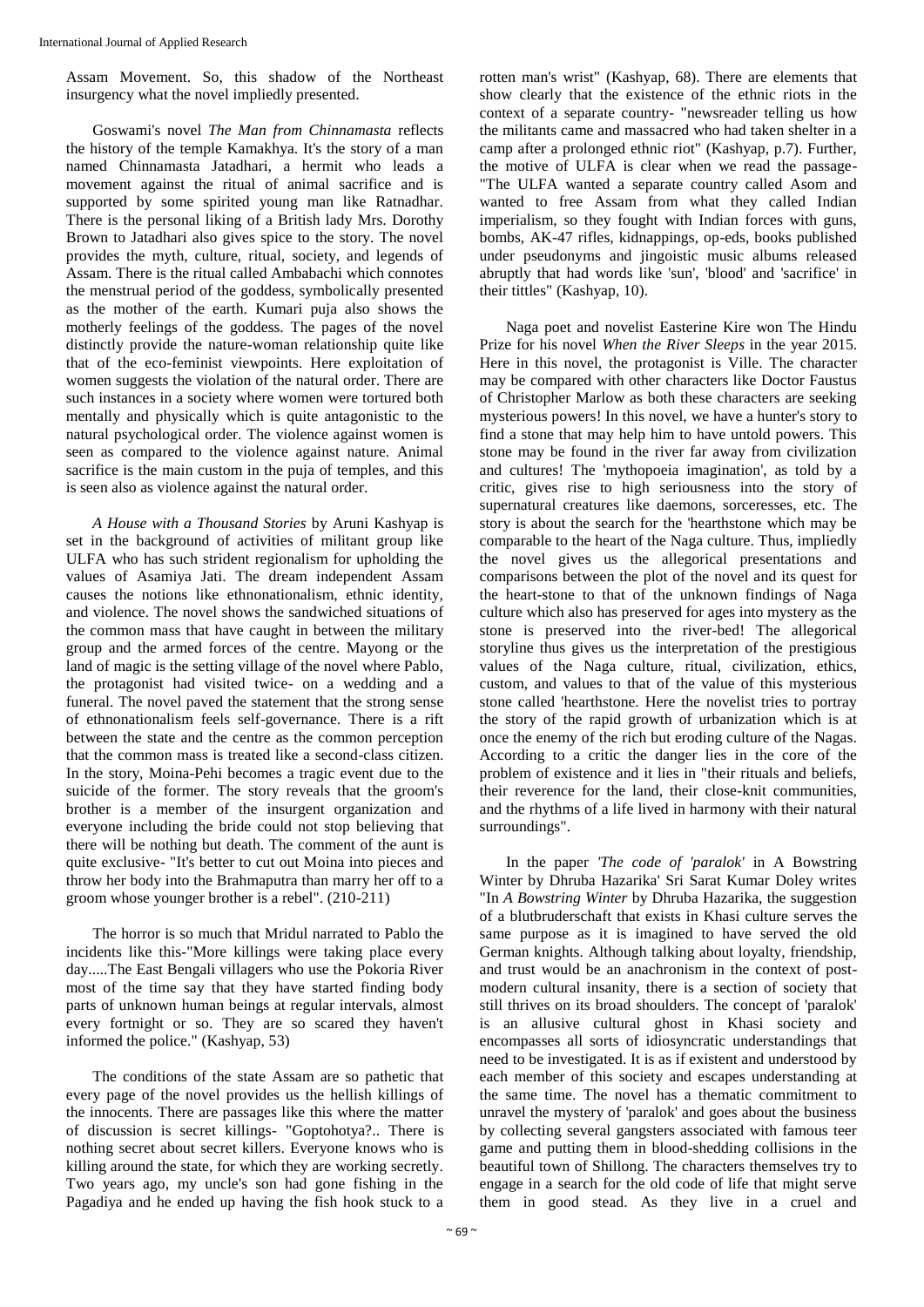Assam Movement. So, this shadow of the Northeast insurgency what the novel impliedly presented.

Goswami's novel *The Man from Chinnamasta* reflects the history of the temple Kamakhya. It's the story of a man named Chinnamasta Jatadhari, a hermit who leads a movement against the ritual of animal sacrifice and is supported by some spirited young man like Ratnadhar. There is the personal liking of a British lady Mrs. Dorothy Brown to Jatadhari also gives spice to the story. The novel provides the myth, culture, ritual, society, and legends of Assam. There is the ritual called Ambabachi which connotes the menstrual period of the goddess, symbolically presented as the mother of the earth. Kumari puja also shows the motherly feelings of the goddess. The pages of the novel distinctly provide the nature-woman relationship quite like that of the eco-feminist viewpoints. Here exploitation of women suggests the violation of the natural order. There are such instances in a society where women were tortured both mentally and physically which is quite antagonistic to the natural psychological order. The violence against women is seen as compared to the violence against nature. Animal sacrifice is the main custom in the puja of temples, and this is seen also as violence against the natural order.

*A House with a Thousand Stories* by Aruni Kashyap is set in the background of activities of militant group like ULFA who has such strident regionalism for upholding the values of Asamiya Jati. The dream independent Assam causes the notions like ethnonationalism, ethnic identity, and violence. The novel shows the sandwiched situations of the common mass that have caught in between the military group and the armed forces of the centre. Mayong or the land of magic is the setting village of the novel where Pablo, the protagonist had visited twice- on a wedding and a funeral. The novel paved the statement that the strong sense of ethnonationalism feels self-governance. There is a rift between the state and the centre as the common perception that the common mass is treated like a second-class citizen. In the story, Moina-Pehi becomes a tragic event due to the suicide of the former. The story reveals that the groom's brother is a member of the insurgent organization and everyone including the bride could not stop believing that there will be nothing but death. The comment of the aunt is quite exclusive- "It's better to cut out Moina into pieces and throw her body into the Brahmaputra than marry her off to a groom whose younger brother is a rebel". (210-211)

The horror is so much that Mridul narrated to Pablo the incidents like this-"More killings were taking place every day.....The East Bengali villagers who use the Pokoria River most of the time say that they have started finding body parts of unknown human beings at regular intervals, almost every fortnight or so. They are so scared they haven't informed the police." (Kashyap, 53)

The conditions of the state Assam are so pathetic that every page of the novel provides us the hellish killings of the innocents. There are passages like this where the matter of discussion is secret killings- "Goptohotya?.. There is nothing secret about secret killers. Everyone knows who is killing around the state, for which they are working secretly. Two years ago, my uncle's son had gone fishing in the Pagadiya and he ended up having the fish hook stuck to a rotten man's wrist" (Kashyap, 68). There are elements that show clearly that the existence of the ethnic riots in the context of a separate country- "newsreader telling us how the militants came and massacred who had taken shelter in a camp after a prolonged ethnic riot" (Kashyap, p.7). Further, the motive of ULFA is clear when we read the passage- "The ULFA wanted a separate country called Asom and wanted to free Assam from what they called Indian imperialism, so they fought with Indian forces with guns, bombs, AK-47 rifles, kidnappings, op-eds, books published under pseudonyms and jingoistic music albums released abruptly that had words like 'sun', 'blood' and 'sacrifice' in their tittles" (Kashyap, 10).

Naga poet and novelist Easterine Kire won The Hindu Prize for his novel *When the River Sleeps* in the year 2015. Here in this novel, the protagonist is Ville. The character may be compared with other characters like Doctor Faustus of Christopher Marlow as both these characters are seeking mysterious powers! In this novel, we have a hunter's story to find a stone that may help him to have untold powers. This stone may be found in the river far away from civilization and cultures! The 'mythopoeia imagination', as told by a critic, gives rise to high seriousness into the story of supernatural creatures like daemons, sorceresses, etc. The story is about the search for the 'hearthstone which may be comparable to the heart of the Naga culture. Thus, impliedly the novel gives us the allegorical presentations and comparisons between the plot of the novel and its quest for the heart-stone to that of the unknown findings of Naga culture which also has preserved for ages into mystery as the stone is preserved into the river-bed! The allegorical storyline thus gives us the interpretation of the prestigious values of the Naga culture, ritual, civilization, ethics, custom, and values to that of the value of this mysterious stone called 'hearthstone. Here the novelist tries to portray the story of the rapid growth of urbanization which is at once the enemy of the rich but eroding culture of the Nagas. According to a critic the danger lies in the core of the problem of existence and it lies in "their rituals and beliefs, their reverence for the land, their close-knit communities, and the rhythms of a life lived in harmony with their natural surroundings".

In the paper *'The code of 'paralok'* in A Bowstring Winter by Dhruba Hazarika' Sri Sarat Kumar Doley writes "In *A Bowstring Winter* by Dhruba Hazarika, the suggestion of a blutbruderschaft that exists in Khasi culture serves the same purpose as it is imagined to have served the old German knights. Although talking about loyalty, friendship, and trust would be an anachronism in the context of post-modern cultural insanity, there is a section of society that still thrives on its broad shoulders. The concept of 'paralok' is an allusive cultural ghost in Khasi society and encompasses all sorts of idiosyncratic understandings that need to be investigated. It is as if existent and understood by each member of this society and escapes understanding at the same time. The novel has a thematic commitment to unravel the mystery of 'paralok' and goes about the business by collecting several gangsters associated with famous teer game and putting them in blood-shedding collisions in the beautiful town of Shillong. The characters themselves try to engage in a search for the old code of life that might serve them in good stead. As they live in a cruel and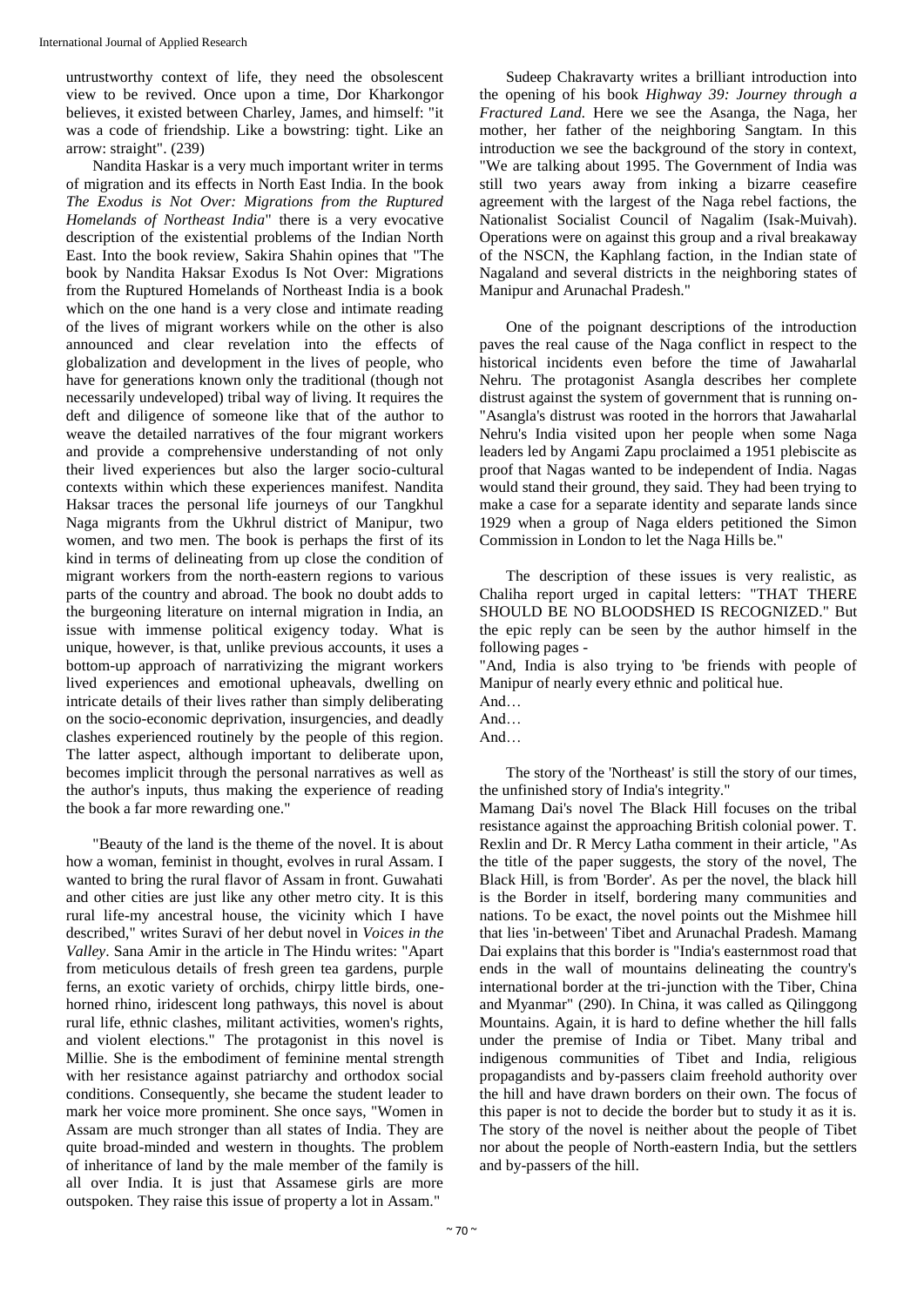untrustworthy context of life, they need the obsolescent view to be revived. Once upon a time, Dor Kharkongor believes, it existed between Charley, James, and himself: "it was a code of friendship. Like a bowstring: tight. Like an arrow: straight". (239)

Nandita Haskar is a very much important writer in terms of migration and its effects in North East India. In the book *The Exodus is Not Over: Migrations from the Ruptured Homelands of Northeast India*" there is a very evocative description of the existential problems of the Indian North East. Into the book review, Sakira Shahin opines that "The book by Nandita Haksar Exodus Is Not Over: Migrations from the Ruptured Homelands of Northeast India is a book which on the one hand is a very close and intimate reading of the lives of migrant workers while on the other is also announced and clear revelation into the effects of globalization and development in the lives of people, who have for generations known only the traditional (though not necessarily undeveloped) tribal way of living. It requires the deft and diligence of someone like that of the author to weave the detailed narratives of the four migrant workers and provide a comprehensive understanding of not only their lived experiences but also the larger socio-cultural contexts within which these experiences manifest. Nandita Haksar traces the personal life journeys of our Tangkhul Naga migrants from the Ukhrul district of Manipur, two women, and two men. The book is perhaps the first of its kind in terms of delineating from up close the condition of migrant workers from the north-eastern regions to various parts of the country and abroad. The book no doubt adds to the burgeoning literature on internal migration in India, an issue with immense political exigency today. What is unique, however, is that, unlike previous accounts, it uses a bottom-up approach of narrativizing the migrant workers lived experiences and emotional upheavals, dwelling on intricate details of their lives rather than simply deliberating on the socio-economic deprivation, insurgencies, and deadly clashes experienced routinely by the people of this region. The latter aspect, although important to deliberate upon, becomes implicit through the personal narratives as well as the author's inputs, thus making the experience of reading the book a far more rewarding one."

"Beauty of the land is the theme of the novel. It is about how a woman, feminist in thought, evolves in rural Assam. I wanted to bring the rural flavor of Assam in front. Guwahati and other cities are just like any other metro city. It is this rural life-my ancestral house, the vicinity which I have described," writes Suravi of her debut novel in *Voices in the Valley*. Sana Amir in the article in The Hindu writes: "Apart from meticulous details of fresh green tea gardens, purple ferns, an exotic variety of orchids, chirpy little birds, one-horned rhino, iridescent long pathways, this novel is about rural life, ethnic clashes, militant activities, women's rights, and violent elections." The protagonist in this novel is Millie. She is the embodiment of feminine mental strength with her resistance against patriarchy and orthodox social conditions. Consequently, she became the student leader to mark her voice more prominent. She once says, "Women in Assam are much stronger than all states of India. They are quite broad-minded and western in thoughts. The problem of inheritance of land by the male member of the family is all over India. It is just that Assamese girls are more outspoken. They raise this issue of property a lot in Assam."

Sudeep Chakravarty writes a brilliant introduction into the opening of his book *Highway 39: Journey through a Fractured Land.* Here we see the Asanga, the Naga, her mother, her father of the neighboring Sangtam. In this introduction we see the background of the story in context, "We are talking about 1995. The Government of India was still two years away from inking a bizarre ceasefire agreement with the largest of the Naga rebel factions, the Nationalist Socialist Council of Nagalim (Isak-Muivah). Operations were on against this group and a rival breakaway of the NSCN, the Kaphlang faction, in the Indian state of Nagaland and several districts in the neighboring states of Manipur and Arunachal Pradesh."

One of the poignant descriptions of the introduction paves the real cause of the Naga conflict in respect to the historical incidents even before the time of Jawaharlal Nehru. The protagonist Asangla describes her complete distrust against the system of government that is running on- "Asangla's distrust was rooted in the horrors that Jawaharlal Nehru's India visited upon her people when some Naga leaders led by Angami Zapu proclaimed a 1951 plebiscite as proof that Nagas wanted to be independent of India. Nagas would stand their ground, they said. They had been trying to make a case for a separate identity and separate lands since 1929 when a group of Naga elders petitioned the Simon Commission in London to let the Naga Hills be."

The description of these issues is very realistic, as Chaliha report urged in capital letters: "THAT THERE SHOULD BE NO BLOODSHED IS RECOGNIZED." But the epic reply can be seen by the author himself in the following pages -

"And, India is also trying to 'be friends with people of Manipur of nearly every ethnic and political hue.

And…

And…

And…

The story of the 'Northeast' is still the story of our times, the unfinished story of India's integrity."

Mamang Dai's novel The Black Hill focuses on the tribal resistance against the approaching British colonial power. T. Rexlin and Dr. R Mercy Latha comment in their article, "As the title of the paper suggests, the story of the novel, The Black Hill, is from 'Border'. As per the novel, the black hill is the Border in itself, bordering many communities and nations. To be exact, the novel points out the Mishmee hill that lies 'in-between' Tibet and Arunachal Pradesh. Mamang Dai explains that this border is "India's easternmost road that ends in the wall of mountains delineating the country's international border at the tri-junction with the Tiber, China and Myanmar" (290). In China, it was called as Qilinggong Mountains. Again, it is hard to define whether the hill falls under the premise of India or Tibet. Many tribal and indigenous communities of Tibet and India, religious propagandists and by-passers claim freehold authority over the hill and have drawn borders on their own. The focus of this paper is not to decide the border but to study it as it is. The story of the novel is neither about the people of Tibet nor about the people of North-eastern India, but the settlers and by-passers of the hill.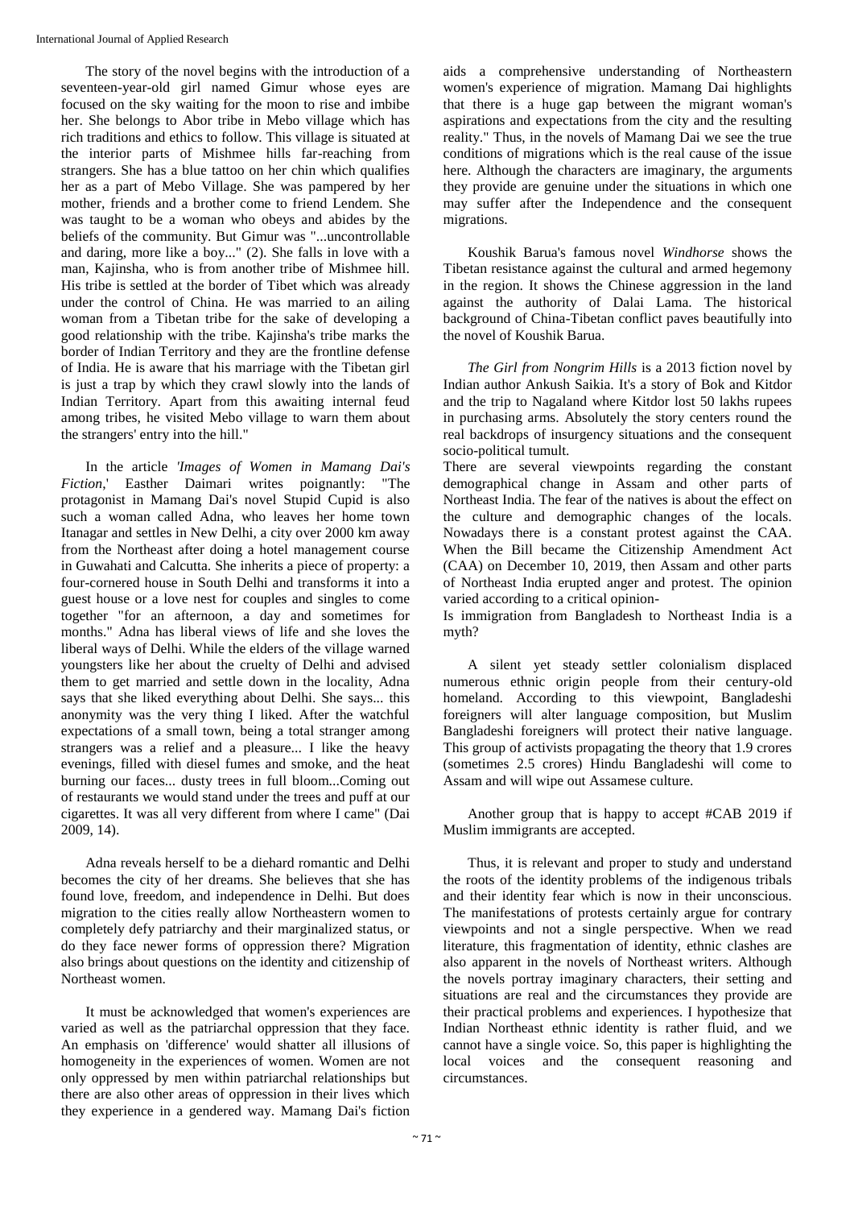The story of the novel begins with the introduction of a seventeen-year-old girl named Gimur whose eyes are focused on the sky waiting for the moon to rise and imbibe her. She belongs to Abor tribe in Mebo village which has rich traditions and ethics to follow. This village is situated at the interior parts of Mishmee hills far-reaching from strangers. She has a blue tattoo on her chin which qualifies her as a part of Mebo Village. She was pampered by her mother, friends and a brother come to friend Lendem. She was taught to be a woman who obeys and abides by the beliefs of the community. But Gimur was "...uncontrollable and daring, more like a boy..." (2). She falls in love with a man, Kajinsha, who is from another tribe of Mishmee hill. His tribe is settled at the border of Tibet which was already under the control of China. He was married to an ailing woman from a Tibetan tribe for the sake of developing a good relationship with the tribe. Kajinsha's tribe marks the border of Indian Territory and they are the frontline defense of India. He is aware that his marriage with the Tibetan girl is just a trap by which they crawl slowly into the lands of Indian Territory. Apart from this awaiting internal feud among tribes, he visited Mebo village to warn them about the strangers' entry into the hill."

In the article *'Images of Women in Mamang Dai's Fiction*,' Easther Daimari writes poignantly: "The protagonist in Mamang Dai's novel Stupid Cupid is also such a woman called Adna, who leaves her home town Itanagar and settles in New Delhi, a city over 2000 km away from the Northeast after doing a hotel management course in Guwahati and Calcutta. She inherits a piece of property: a four-cornered house in South Delhi and transforms it into a guest house or a love nest for couples and singles to come together "for an afternoon, a day and sometimes for months." Adna has liberal views of life and she loves the liberal ways of Delhi. While the elders of the village warned youngsters like her about the cruelty of Delhi and advised them to get married and settle down in the locality, Adna says that she liked everything about Delhi. She says... this anonymity was the very thing I liked. After the watchful expectations of a small town, being a total stranger among strangers was a relief and a pleasure... I like the heavy evenings, filled with diesel fumes and smoke, and the heat burning our faces... dusty trees in full bloom...Coming out of restaurants we would stand under the trees and puff at our cigarettes. It was all very different from where I came" (Dai 2009, 14).

Adna reveals herself to be a diehard romantic and Delhi becomes the city of her dreams. She believes that she has found love, freedom, and independence in Delhi. But does migration to the cities really allow Northeastern women to completely defy patriarchy and their marginalized status, or do they face newer forms of oppression there? Migration also brings about questions on the identity and citizenship of Northeast women.

It must be acknowledged that women's experiences are varied as well as the patriarchal oppression that they face. An emphasis on 'difference' would shatter all illusions of homogeneity in the experiences of women. Women are not only oppressed by men within patriarchal relationships but there are also other areas of oppression in their lives which they experience in a gendered way. Mamang Dai's fiction aids a comprehensive understanding of Northeastern women's experience of migration. Mamang Dai highlights that there is a huge gap between the migrant woman's aspirations and expectations from the city and the resulting reality." Thus, in the novels of Mamang Dai we see the true conditions of migrations which is the real cause of the issue here. Although the characters are imaginary, the arguments they provide are genuine under the situations in which one may suffer after the Independence and the consequent migrations.

Koushik Barua's famous novel *Windhorse* shows the Tibetan resistance against the cultural and armed hegemony in the region. It shows the Chinese aggression in the land against the authority of Dalai Lama. The historical background of China-Tibetan conflict paves beautifully into the novel of Koushik Barua.

*The Girl from Nongrim Hills* is a 2013 fiction novel by Indian author Ankush Saikia. It's a story of Bok and Kitdor and the trip to Nagaland where Kitdor lost 50 lakhs rupees in purchasing arms. Absolutely the story centers round the real backdrops of insurgency situations and the consequent socio-political tumult.

There are several viewpoints regarding the constant demographical change in Assam and other parts of Northeast India. The fear of the natives is about the effect on the culture and demographic changes of the locals. Nowadays there is a constant protest against the CAA. When the Bill became the Citizenship Amendment Act (CAA) on December 10, 2019, then Assam and other parts of Northeast India erupted anger and protest. The opinion varied according to a critical opinion-

Is immigration from Bangladesh to Northeast India is a myth?

A silent yet steady settler colonialism displaced numerous ethnic origin people from their century-old homeland. According to this viewpoint, Bangladeshi foreigners will alter language composition, but Muslim Bangladeshi foreigners will protect their native language. This group of activists propagating the theory that 1.9 crores (sometimes 2.5 crores) Hindu Bangladeshi will come to Assam and will wipe out Assamese culture.

Another group that is happy to accept #CAB 2019 if Muslim immigrants are accepted.

Thus, it is relevant and proper to study and understand the roots of the identity problems of the indigenous tribals and their identity fear which is now in their unconscious. The manifestations of protests certainly argue for contrary viewpoints and not a single perspective. When we read literature, this fragmentation of identity, ethnic clashes are also apparent in the novels of Northeast writers. Although the novels portray imaginary characters, their setting and situations are real and the circumstances they provide are their practical problems and experiences. I hypothesize that Indian Northeast ethnic identity is rather fluid, and we cannot have a single voice. So, this paper is highlighting the local voices and the consequent reasoning and circumstances.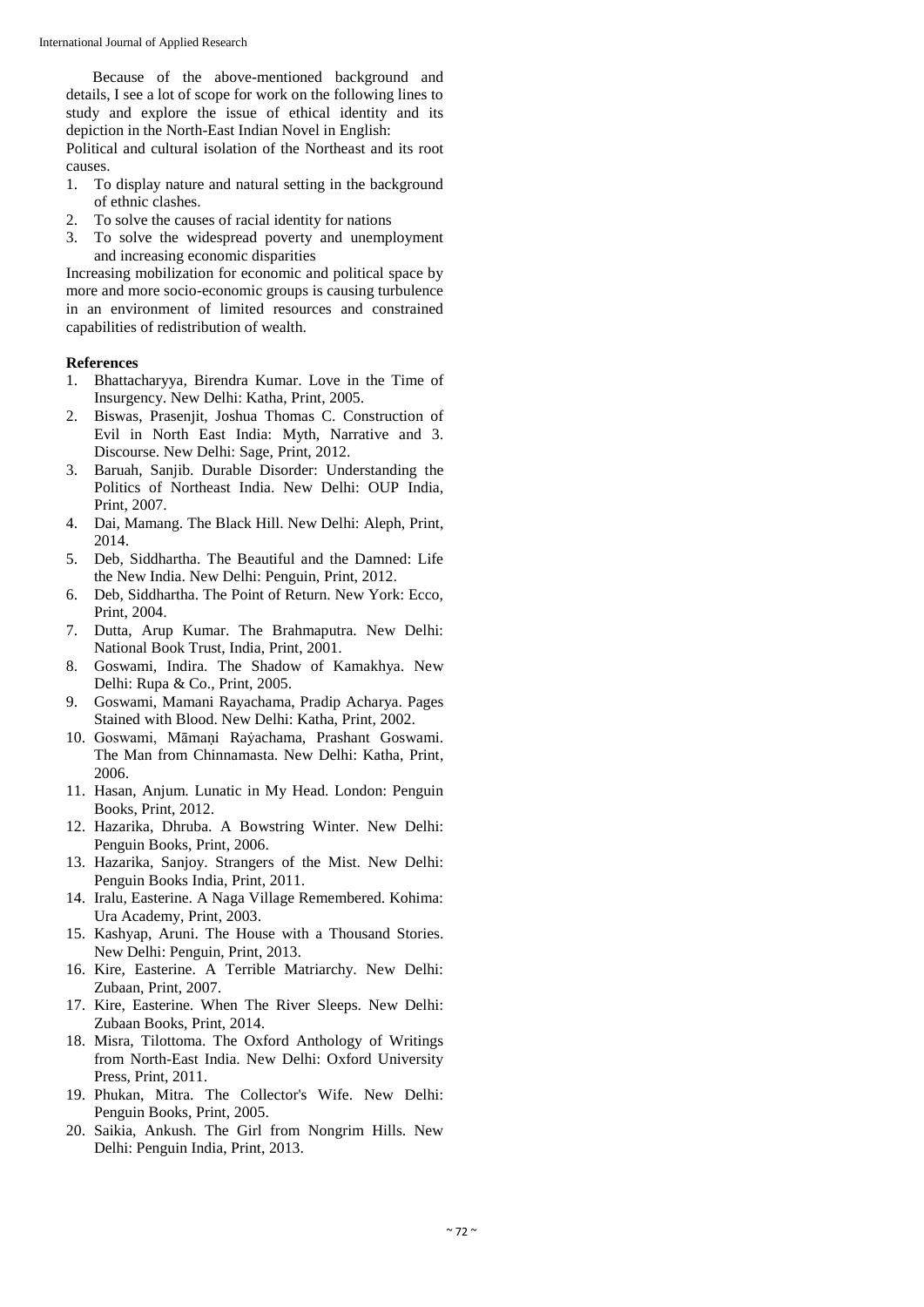Because of the above-mentioned background and details, I see a lot of scope for work on the following lines to study and explore the issue of ethical identity and its depiction in the North-East Indian Novel in English:

Political and cultural isolation of the Northeast and its root causes.

1. To display nature and natural setting in the background of ethnic clashes.
2. To solve the causes of racial identity for nations
3. To solve the widespread poverty and unemployment and increasing economic disparities

Increasing mobilization for economic and political space by more and more socio-economic groups is causing turbulence in an environment of limited resources and constrained capabilities of redistribution of wealth.

## References

1. Bhattacharyya, Birendra Kumar. Love in the Time of Insurgency. New Delhi: Katha, Print, 2005.
2. Biswas, Prasenjit, Joshua Thomas C. Construction of Evil in North East India: Myth, Narrative and 3. Discourse. New Delhi: Sage, Print, 2012.
3. Baruah, Sanjib. Durable Disorder: Understanding the Politics of Northeast India. New Delhi: OUP India, Print, 2007.
4. Dai, Mamang. The Black Hill. New Delhi: Aleph, Print, 2014.
5. Deb, Siddhartha. The Beautiful and the Damned: Life the New India. New Delhi: Penguin, Print, 2012.
6. Deb, Siddhartha. The Point of Return. New York: Ecco, Print, 2004.
7. Dutta, Arup Kumar. The Brahmaputra. New Delhi: National Book Trust, India, Print, 2001.
8. Goswami, Indira. The Shadow of Kamakhya. New Delhi: Rupa & Co., Print, 2005.
9. Goswami, Mamani Rayachama, Pradip Acharya. Pages Stained with Blood. New Delhi: Katha, Print, 2002.
10. Goswami, Māmaṇi Raẏachama, Prashant Goswami. The Man from Chinnamasta. New Delhi: Katha, Print, 2006.
11. Hasan, Anjum. Lunatic in My Head. London: Penguin Books, Print, 2012.
12. Hazarika, Dhruba. A Bowstring Winter. New Delhi: Penguin Books, Print, 2006.
13. Hazarika, Sanjoy. Strangers of the Mist. New Delhi: Penguin Books India, Print, 2011.
14. Iralu, Easterine. A Naga Village Remembered. Kohima: Ura Academy, Print, 2003.
15. Kashyap, Aruni. The House with a Thousand Stories. New Delhi: Penguin, Print, 2013.
16. Kire, Easterine. A Terrible Matriarchy. New Delhi: Zubaan, Print, 2007.
17. Kire, Easterine. When The River Sleeps. New Delhi: Zubaan Books, Print, 2014.
18. Misra, Tilottoma. The Oxford Anthology of Writings from North-East India. New Delhi: Oxford University Press, Print, 2011.
19. Phukan, Mitra. The Collector's Wife. New Delhi: Penguin Books, Print, 2005.
20. Saikia, Ankush. The Girl from Nongrim Hills. New Delhi: Penguin India, Print, 2013.